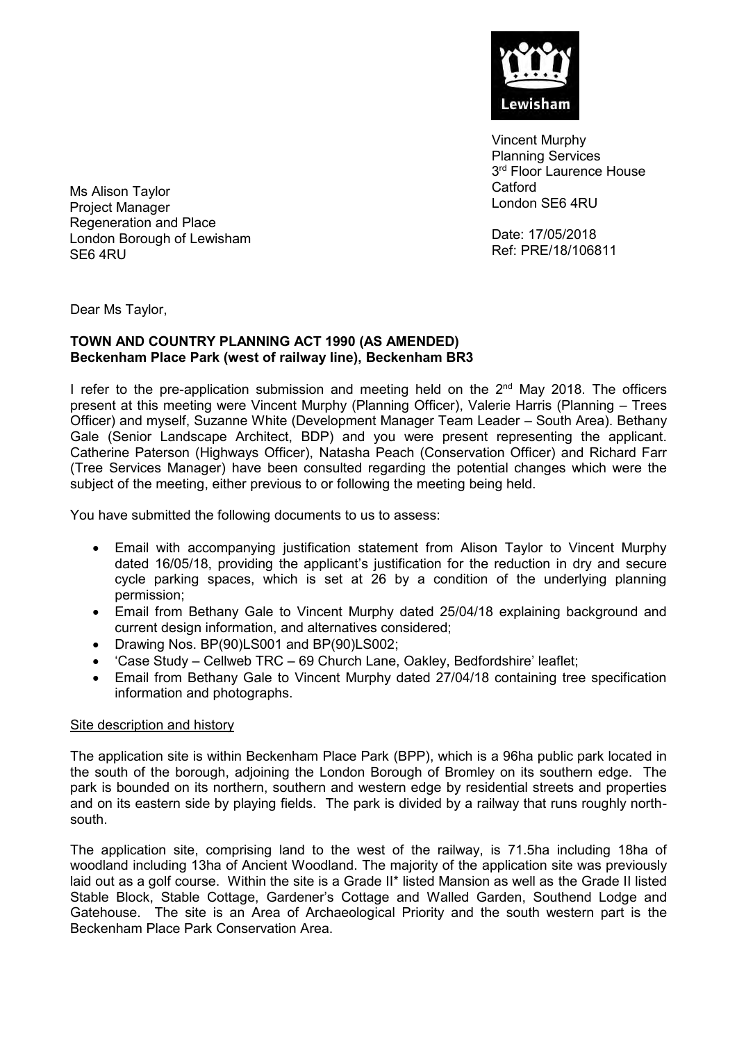Lewisham

Vincent Murphy
Planning Services
3rd Floor Laurence House
Catford
London SE6 4RU

Date: 17/05/2018
Ref: PRE/18/106811

Ms Alison Taylor
Project Manager
Regeneration and Place
London Borough of Lewisham
SE6 4RU

Dear Ms Taylor,

**TOWN AND COUNTRY PLANNING ACT 1990 (AS AMENDED)**
**Beckenham Place Park (west of railway line), Beckenham BR3**

I refer to the pre-application submission and meeting held on the 2nd May 2018. The officers present at this meeting were Vincent Murphy (Planning Officer), Valerie Harris (Planning – Trees Officer) and myself, Suzanne White (Development Manager Team Leader – South Area). Bethany Gale (Senior Landscape Architect, BDP) and you were present representing the applicant. Catherine Paterson (Highways Officer), Natasha Peach (Conservation Officer) and Richard Farr (Tree Services Manager) have been consulted regarding the potential changes which were the subject of the meeting, either previous to or following the meeting being held.

You have submitted the following documents to us to assess:

- Email with accompanying justification statement from Alison Taylor to Vincent Murphy dated 16/05/18, providing the applicant's justification for the reduction in dry and secure cycle parking spaces, which is set at 26 by a condition of the underlying planning permission;
- Email from Bethany Gale to Vincent Murphy dated 25/04/18 explaining background and current design information, and alternatives considered;
- Drawing Nos. BP(90)LS001 and BP(90)LS002;
- 'Case Study – Cellweb TRC – 69 Church Lane, Oakley, Bedfordshire' leaflet;
- Email from Bethany Gale to Vincent Murphy dated 27/04/18 containing tree specification information and photographs.

Site description and history

The application site is within Beckenham Place Park (BPP), which is a 96ha public park located in the south of the borough, adjoining the London Borough of Bromley on its southern edge. The park is bounded on its northern, southern and western edge by residential streets and properties and on its eastern side by playing fields. The park is divided by a railway that runs roughly north-south.

The application site, comprising land to the west of the railway, is 71.5ha including 18ha of woodland including 13ha of Ancient Woodland. The majority of the application site was previously laid out as a golf course. Within the site is a Grade II* listed Mansion as well as the Grade II listed Stable Block, Stable Cottage, Gardener's Cottage and Walled Garden, Southend Lodge and Gatehouse. The site is an Area of Archaeological Priority and the south western part is the Beckenham Place Park Conservation Area.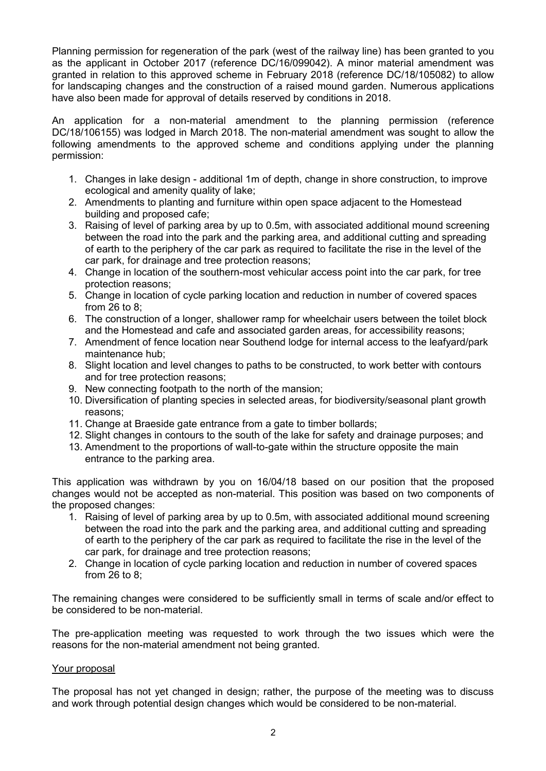Planning permission for regeneration of the park (west of the railway line) has been granted to you as the applicant in October 2017 (reference DC/16/099042). A minor material amendment was granted in relation to this approved scheme in February 2018 (reference DC/18/105082) to allow for landscaping changes and the construction of a raised mound garden. Numerous applications have also been made for approval of details reserved by conditions in 2018.

An application for a non-material amendment to the planning permission (reference DC/18/106155) was lodged in March 2018. The non-material amendment was sought to allow the following amendments to the approved scheme and conditions applying under the planning permission:

1. Changes in lake design - additional 1m of depth, change in shore construction, to improve ecological and amenity quality of lake;
2. Amendments to planting and furniture within open space adjacent to the Homestead building and proposed cafe;
3. Raising of level of parking area by up to 0.5m, with associated additional mound screening between the road into the park and the parking area, and additional cutting and spreading of earth to the periphery of the car park as required to facilitate the rise in the level of the car park, for drainage and tree protection reasons;
4. Change in location of the southern-most vehicular access point into the car park, for tree protection reasons;
5. Change in location of cycle parking location and reduction in number of covered spaces from 26 to 8;
6. The construction of a longer, shallower ramp for wheelchair users between the toilet block and the Homestead and cafe and associated garden areas, for accessibility reasons;
7. Amendment of fence location near Southend lodge for internal access to the leafyard/park maintenance hub;
8. Slight location and level changes to paths to be constructed, to work better with contours and for tree protection reasons;
9. New connecting footpath to the north of the mansion;
10. Diversification of planting species in selected areas, for biodiversity/seasonal plant growth reasons;
11. Change at Braeside gate entrance from a gate to timber bollards;
12. Slight changes in contours to the south of the lake for safety and drainage purposes; and
13. Amendment to the proportions of wall-to-gate within the structure opposite the main entrance to the parking area.

This application was withdrawn by you on 16/04/18 based on our position that the proposed changes would not be accepted as non-material. This position was based on two components of the proposed changes:

1. Raising of level of parking area by up to 0.5m, with associated additional mound screening between the road into the park and the parking area, and additional cutting and spreading of earth to the periphery of the car park as required to facilitate the rise in the level of the car park, for drainage and tree protection reasons;
2. Change in location of cycle parking location and reduction in number of covered spaces from 26 to 8;

The remaining changes were considered to be sufficiently small in terms of scale and/or effect to be considered to be non-material.

The pre-application meeting was requested to work through the two issues which were the reasons for the non-material amendment not being granted.

## Your proposal

The proposal has not yet changed in design; rather, the purpose of the meeting was to discuss and work through potential design changes which would be considered to be non-material.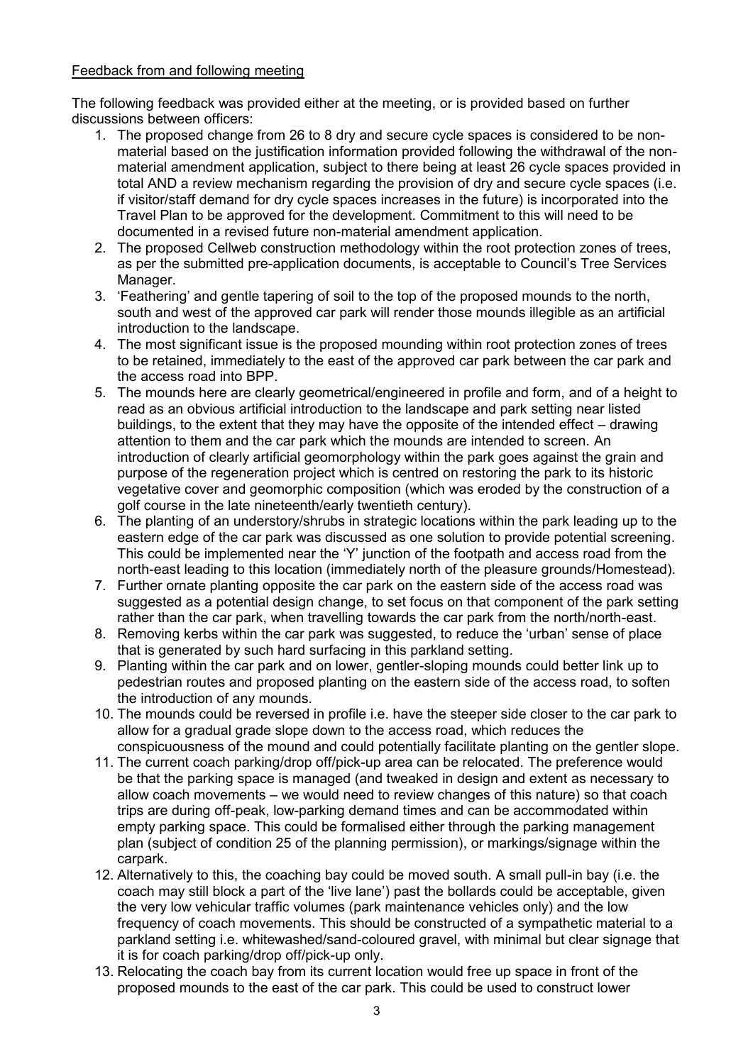Feedback from and following meeting

The following feedback was provided either at the meeting, or is provided based on further discussions between officers:

1. The proposed change from 26 to 8 dry and secure cycle spaces is considered to be non-material based on the justification information provided following the withdrawal of the non-material amendment application, subject to there being at least 26 cycle spaces provided in total AND a review mechanism regarding the provision of dry and secure cycle spaces (i.e. if visitor/staff demand for dry cycle spaces increases in the future) is incorporated into the Travel Plan to be approved for the development. Commitment to this will need to be documented in a revised future non-material amendment application.
2. The proposed Cellweb construction methodology within the root protection zones of trees, as per the submitted pre-application documents, is acceptable to Council's Tree Services Manager.
3. 'Feathering' and gentle tapering of soil to the top of the proposed mounds to the north, south and west of the approved car park will render those mounds illegible as an artificial introduction to the landscape.
4. The most significant issue is the proposed mounding within root protection zones of trees to be retained, immediately to the east of the approved car park between the car park and the access road into BPP.
5. The mounds here are clearly geometrical/engineered in profile and form, and of a height to read as an obvious artificial introduction to the landscape and park setting near listed buildings, to the extent that they may have the opposite of the intended effect – drawing attention to them and the car park which the mounds are intended to screen. An introduction of clearly artificial geomorphology within the park goes against the grain and purpose of the regeneration project which is centred on restoring the park to its historic vegetative cover and geomorphic composition (which was eroded by the construction of a golf course in the late nineteenth/early twentieth century).
6. The planting of an understory/shrubs in strategic locations within the park leading up to the eastern edge of the car park was discussed as one solution to provide potential screening. This could be implemented near the 'Y' junction of the footpath and access road from the north-east leading to this location (immediately north of the pleasure grounds/Homestead).
7. Further ornate planting opposite the car park on the eastern side of the access road was suggested as a potential design change, to set focus on that component of the park setting rather than the car park, when travelling towards the car park from the north/north-east.
8. Removing kerbs within the car park was suggested, to reduce the 'urban' sense of place that is generated by such hard surfacing in this parkland setting.
9. Planting within the car park and on lower, gentler-sloping mounds could better link up to pedestrian routes and proposed planting on the eastern side of the access road, to soften the introduction of any mounds.
10. The mounds could be reversed in profile i.e. have the steeper side closer to the car park to allow for a gradual grade slope down to the access road, which reduces the conspicuousness of the mound and could potentially facilitate planting on the gentler slope.
11. The current coach parking/drop off/pick-up area can be relocated. The preference would be that the parking space is managed (and tweaked in design and extent as necessary to allow coach movements – we would need to review changes of this nature) so that coach trips are during off-peak, low-parking demand times and can be accommodated within empty parking space. This could be formalised either through the parking management plan (subject of condition 25 of the planning permission), or markings/signage within the carpark.
12. Alternatively to this, the coaching bay could be moved south. A small pull-in bay (i.e. the coach may still block a part of the 'live lane') past the bollards could be acceptable, given the very low vehicular traffic volumes (park maintenance vehicles only) and the low frequency of coach movements. This should be constructed of a sympathetic material to a parkland setting i.e. whitewashed/sand-coloured gravel, with minimal but clear signage that it is for coach parking/drop off/pick-up only.
13. Relocating the coach bay from its current location would free up space in front of the proposed mounds to the east of the car park. This could be used to construct lower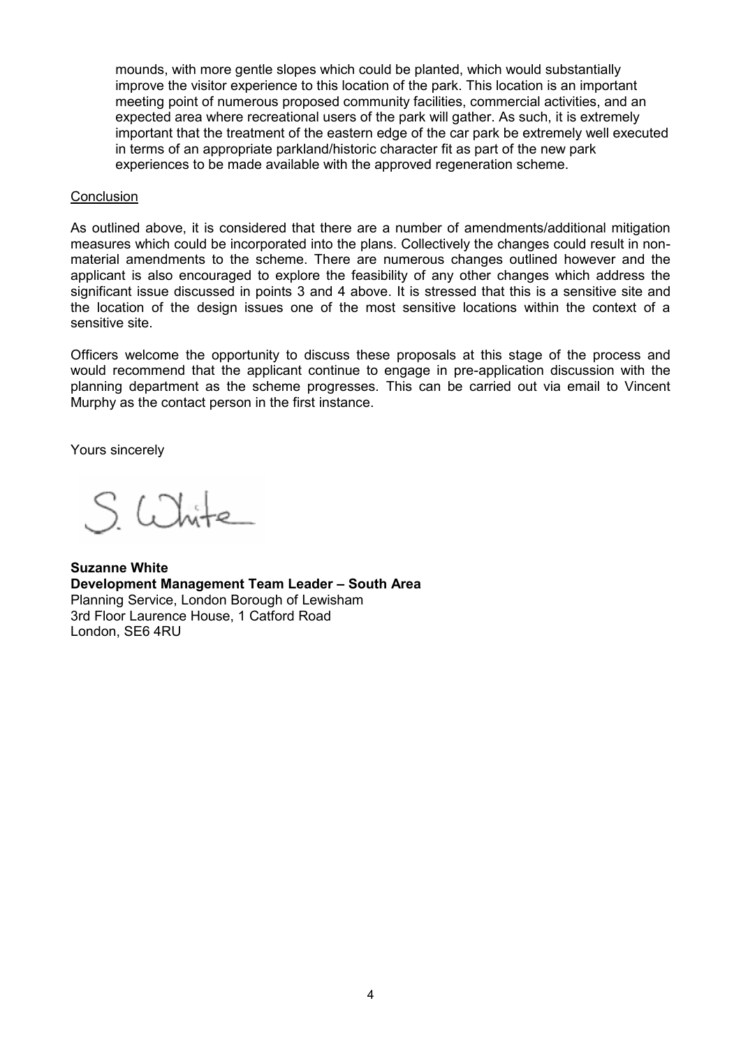mounds, with more gentle slopes which could be planted, which would substantially improve the visitor experience to this location of the park. This location is an important meeting point of numerous proposed community facilities, commercial activities, and an expected area where recreational users of the park will gather. As such, it is extremely important that the treatment of the eastern edge of the car park be extremely well executed in terms of an appropriate parkland/historic character fit as part of the new park experiences to be made available with the approved regeneration scheme.

Conclusion

As outlined above, it is considered that there are a number of amendments/additional mitigation measures which could be incorporated into the plans. Collectively the changes could result in non-material amendments to the scheme. There are numerous changes outlined however and the applicant is also encouraged to explore the feasibility of any other changes which address the significant issue discussed in points 3 and 4 above. It is stressed that this is a sensitive site and the location of the design issues one of the most sensitive locations within the context of a sensitive site.

Officers welcome the opportunity to discuss these proposals at this stage of the process and would recommend that the applicant continue to engage in pre-application discussion with the planning department as the scheme progresses. This can be carried out via email to Vincent Murphy as the contact person in the first instance.

Yours sincerely

S. White

**Suzanne White**
**Development Management Team Leader – South Area**
Planning Service, London Borough of Lewisham
3rd Floor Laurence House, 1 Catford Road
London, SE6 4RU